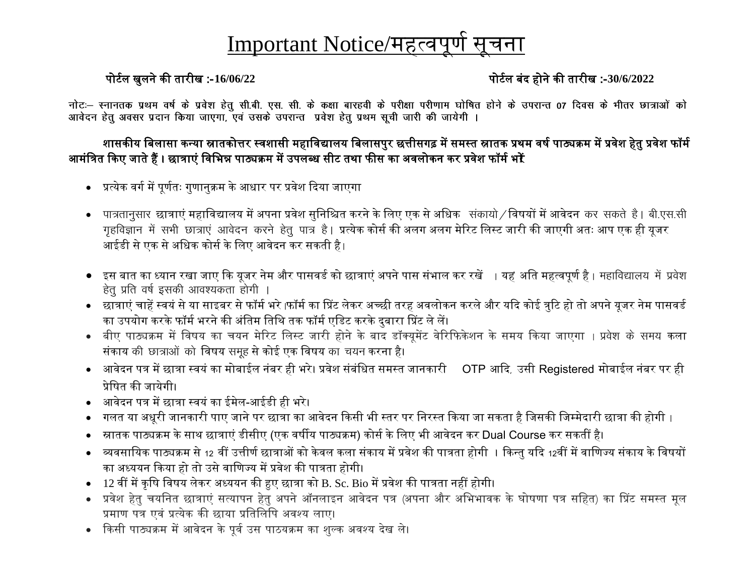# Important Notice/महत्वपूर्ण सूचना

**पोर्टल खुलने की तारीख :-16/06/22** **पोर्टल बंद होने की तारीख :-30/6/2022**

**नोटः– स्नानतक प्रथम वर्ष के प्रवेश हेतु सी.बी. एस. सी. के कक्षा बारहवी के परीक्षा परीणाम घोषित होने के उपरान्त 07 दिवस के भीतर छात्राओं को आवेदन हेतु अवसर प्रदान किया जाएगा, एवं उसके उपरान्त प्रवेश हेतु प्रथम सूची जारी की जायेगी ।**

**शासकीय बिलासा कन्या स्नातकोत्तर स्वशासी महाविद्यालय बिलासपुर छत्तीसगढ़ में समस्त स्नातक प्रथम वर्ष पाठ्यक्रम में प्रवेश हेतु प्रवेश फॉर्म आमंत्रित किए जाते हैं। छात्राएं विभिन्न पाठ्यक्रम में उपलब्ध सीट तथा फीस का अवलोकन कर प्रवेश फॉर्म भरें**

- प्रत्येक वर्ग में पूर्णतः गुणानुक्रम के आधार पर प्रवेश दिया जाएगा
- पात्रतानुसार छात्राएं महाविद्यालय में अपना प्रवेश सुनिश्चित करने के लिए एक से अधिक संकायो/विषयों में आवेदन कर सकते है। बी.एस.सी गृहविज्ञान में सभी छात्राएं आवेदन करने हेतु पात्र है। प्रत्येक कोर्स की अलग अलग मेरिट लिस्ट जारी की जाएगी अतः आप एक ही यूजर आईडी से एक से अधिक कोर्स के लिए आवेदन कर सकती है।
- इस बात का ध्यान रखा जाए कि यूजर नेम और पासवर्ड को छात्राएं अपने पास संभाल कर रखें । यह अति महत्वपूर्ण है। महाविद्यालय में प्रवेश हेतु प्रति वर्ष इसकी आवश्यकता होगी ।
- छात्राएं चाहें स्वयं से या साइबर से फॉर्म भरे।फॉर्म का प्रिंट लेकर अच्छी तरह अवलोकन करले और यदि कोई त्रुटि हो तो अपने यूजर नेम पासवर्ड का उपयोग करके फॉर्म भरने की अंतिम तिथि तक फॉर्म एडिट करके दुबारा प्रिंट ले लें।
- बीए पाठ्यक्रम में विषय का चयन मेरिट लिस्ट जारी होने के बाद डॉक्यूमेंट वेरिफिकेशन के समय किया जाएगा । प्रवेश के समय कला संकाय की छात्राओं को विषय समूह से कोई एक विषय का चयन करना है।
- आवेदन पत्र में छात्रा स्वयं का मोबाईल नंबर ही भरे। प्रवेश संबंधित समस्त जानकारी OTP आदि, उसी Registered मोबाईल नंबर पर ही प्रेषित की जायेगी।
- आवेदन पत्र में छात्रा स्वयं का ईमेल-आईडी ही भरे।
- गलत या अधूरी जानकारी पाए जाने पर छात्रा का आवेदन किसी भी स्तर पर निरस्त किया जा सकता है जिसकी जिम्मेदारी छात्रा की होगी ।
- स्नातक पाठ्यक्रम के साथ छात्राएं डीसीए (एक वर्षीय पाठ्यक्रम) कोर्स के लिए भी आवेदन कर Dual Course कर सकतीं है।
- व्यवसायिक पाठ्यक्रम से 12 वीं उत्तीर्ण छात्राओं को केवल कला संकाय में प्रवेश की पात्रता होगी । किन्तु यदि 12वीं में वाणिज्य संकाय के विषयों का अध्ययन किया हो तो उसे वाणिज्य में प्रवेश की पात्रता होगी।
- 12 वीं में कृषि विषय लेकर अध्ययन की हुए छात्रा को B. Sc. Bio में प्रवेश की पात्रता नहीं होगी।
- प्रवेश हेतु चयनित छात्राएं सत्यापन हेतु अपने ऑनलाइन आवेदन पत्र (अपना और अभिभावक के घोषणा पत्र सहित) का प्रिंट समस्त मूल प्रमाण पत्र एवं प्रत्येक की छाया प्रतिलिपि अवश्य लाए।
- किसी पाठ्यक्रम में आवेदन के पूर्व उस पाठयक्रम का शुल्क अवश्य देख ले।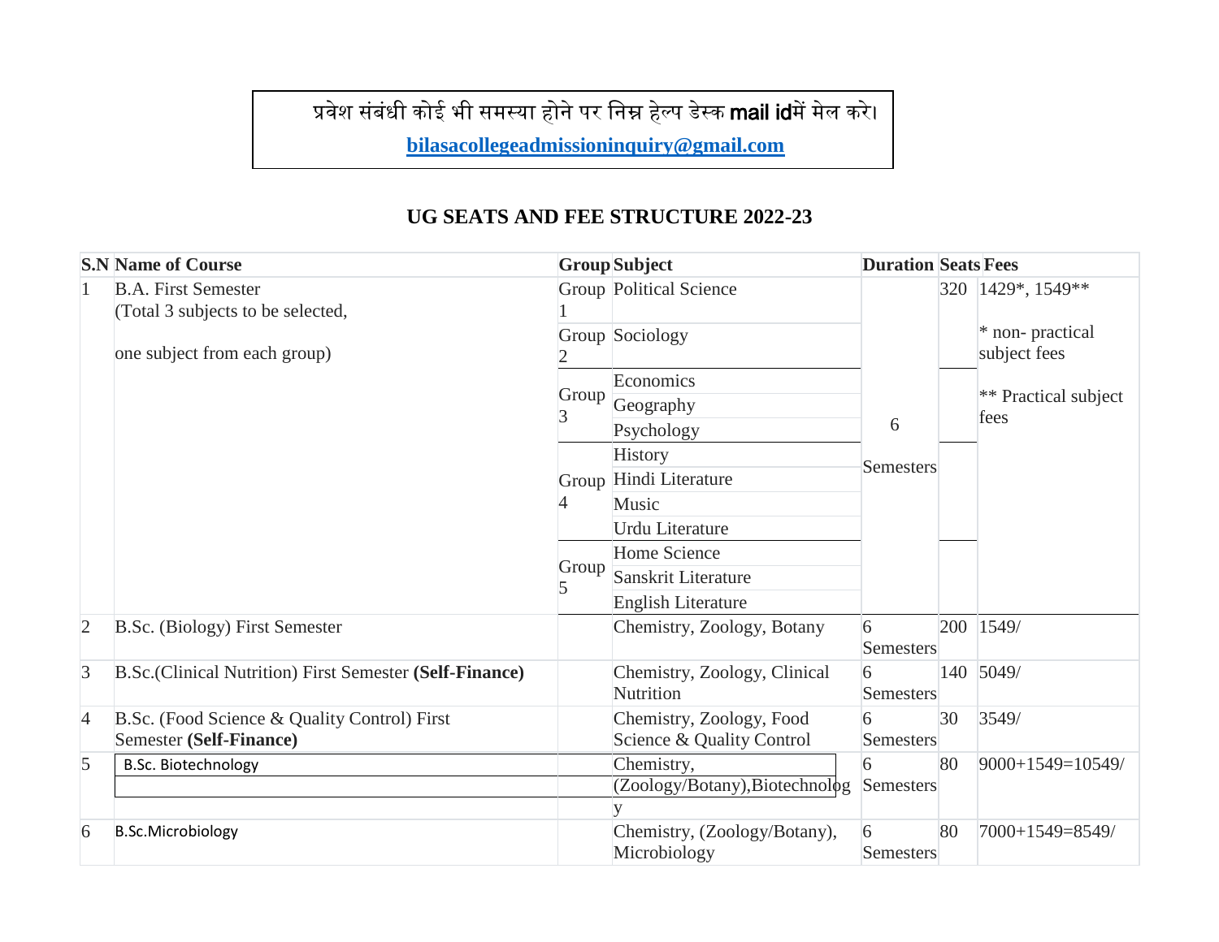प्रवेश संबंधी कोई भी समस्या होने पर निम्न हेल्प डेस्क mail idमें मेल करे।

**bilasacollegeadmissioninquiry@gmail.com**

## UG SEATS AND FEE STRUCTURE 2022-23

| S.N | Name of Course | Group | Subject | Duration | Seats | Fees |
|---|---|---|---|---|---|---|
| 1 | B.A. First Semester (Total 3 subjects to be selected, one subject from each group) | Group 1 | Political Science | 6 Semesters | 320 | 1429*, 1549** * non- practical subject fees ** Practical subject fees |
| | | Group 2 | Sociology | | | |
| | | Group 3 | Economics | | | |
| | | | Geography | | | |
| | | | Psychology | | | |
| | | Group 4 | History | | | |
| | | | Hindi Literature | | | |
| | | | Music | | | |
| | | | Urdu Literature | | | |
| | | Group 5 | Home Science | | | |
| | | | Sanskrit Literature | | | |
| | | | English Literature | | | |
| 2 | B.Sc. (Biology) First Semester | | Chemistry, Zoology, Botany | 6 Semesters | 200 | 1549/ |
| 3 | B.Sc.(Clinical Nutrition) First Semester **(Self-Finance)** | | Chemistry, Zoology, Clinical Nutrition | 6 Semesters | 140 | 5049/ |
| 4 | B.Sc. (Food Science & Quality Control) First Semester **(Self-Finance)** | | Chemistry, Zoology, Food Science & Quality Control | 6 Semesters | 30 | 3549/ |
| 5 | B.Sc. Biotechnology | | Chemistry, (Zoology/Botany),Biotechnology | 6 Semesters | 80 | 9000+1549=10549/ |
| 6 | B.Sc.Microbiology | | Chemistry, (Zoology/Botany), Microbiology | 6 Semesters | 80 | 7000+1549=8549/ |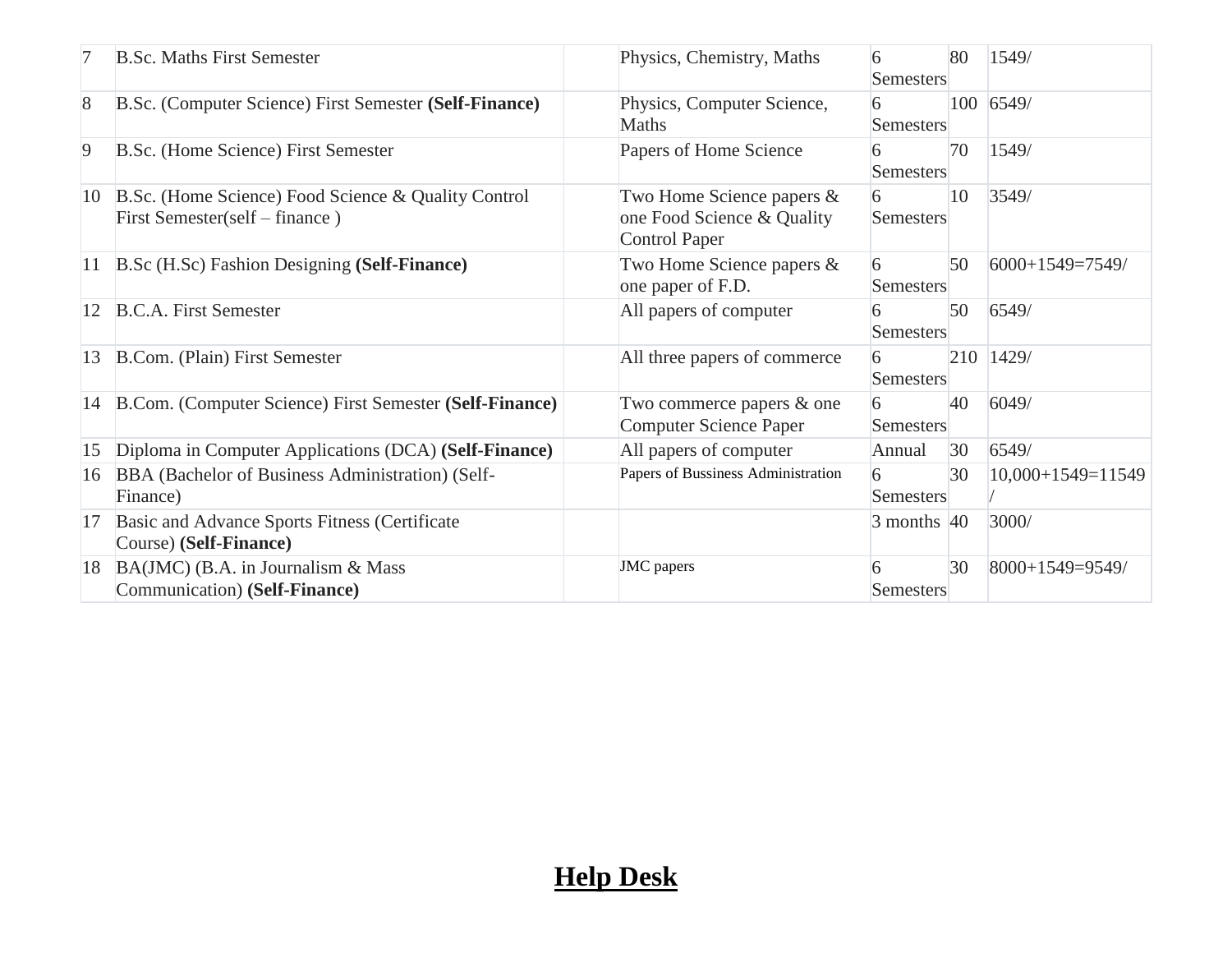| 7 | B.Sc. Maths First Semester | | Physics, Chemistry, Maths | 6 Semesters | 80 | 1549/ |
|---|---|---|---|---|---|---|
| 8 | B.Sc. (Computer Science) First Semester **(Self-Finance)** | | Physics, Computer Science, Maths | 6 Semesters | 100 | 6549/ |
| 9 | B.Sc. (Home Science) First Semester | | Papers of Home Science | 6 Semesters | 70 | 1549/ |
| 10 | B.Sc. (Home Science) Food Science & Quality Control First Semester(self – finance ) | | Two Home Science papers & one Food Science & Quality Control Paper | 6 Semesters | 10 | 3549/ |
| 11 | B.Sc (H.Sc) Fashion Designing **(Self-Finance)** | | Two Home Science papers & one paper of F.D. | 6 Semesters | 50 | 6000+1549=7549/ |
| 12 | B.C.A. First Semester | | All papers of computer | 6 Semesters | 50 | 6549/ |
| 13 | B.Com. (Plain) First Semester | | All three papers of commerce | 6 Semesters | 210 | 1429/ |
| 14 | B.Com. (Computer Science) First Semester **(Self-Finance)** | | Two commerce papers & one Computer Science Paper | 6 Semesters | 40 | 6049/ |
| 15 | Diploma in Computer Applications (DCA) **(Self-Finance)** | | All papers of computer | Annual | 30 | 6549/ |
| 16 | BBA (Bachelor of Business Administration) (Self-Finance) | | Papers of Bussiness Administration | 6 Semesters | 30 | 10,000+1549=11549/ |
| 17 | Basic and Advance Sports Fitness (Certificate Course) **(Self-Finance)** | | | 3 months | 40 | 3000/ |
| 18 | BA(JMC) (B.A. in Journalism & Mass Communication) **(Self-Finance)** | | JMC papers | 6 Semesters | 30 | 8000+1549=9549/ |

## **<u>Help Desk</u>**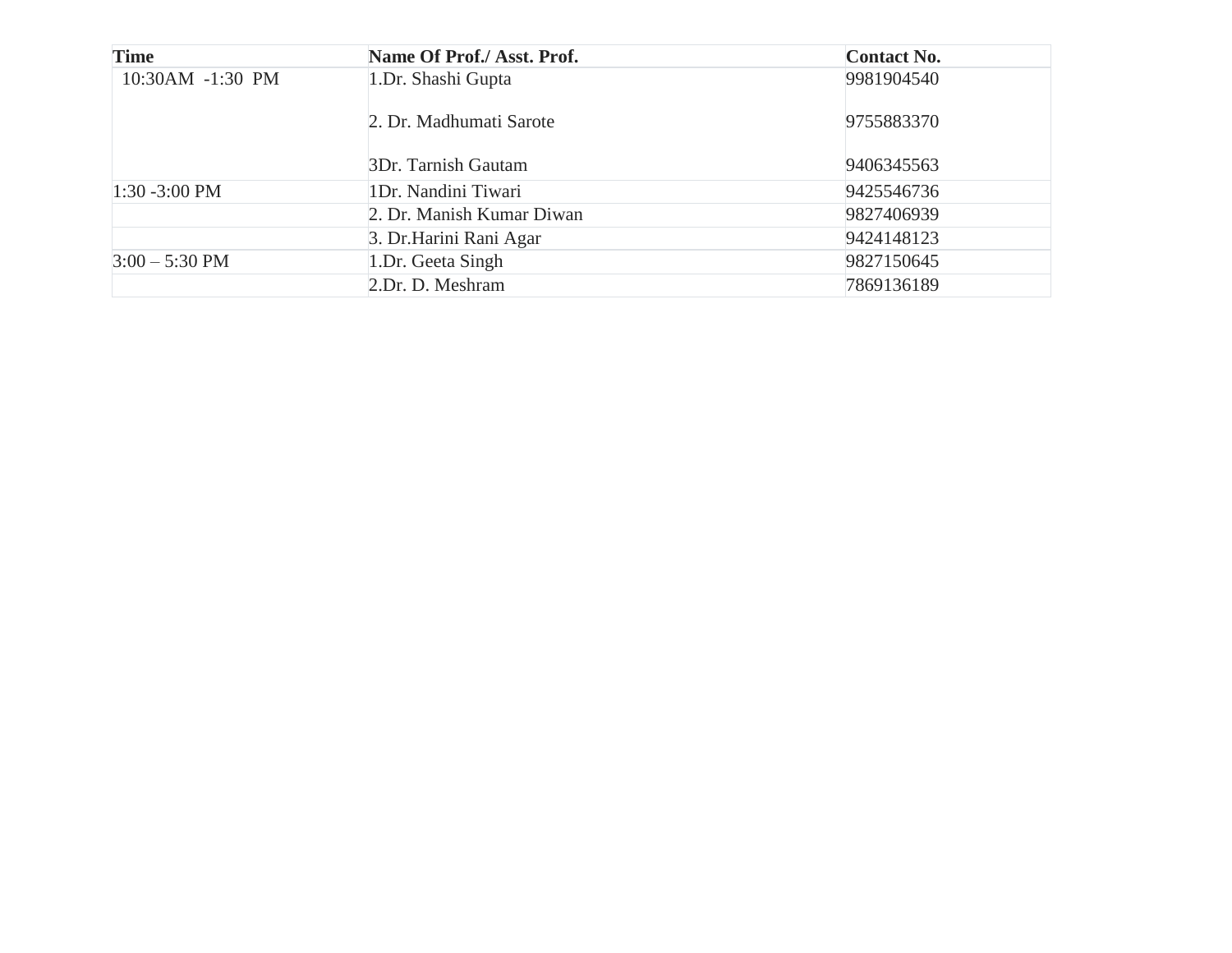| Time | Name Of Prof./ Asst. Prof. | Contact No. |
|---|---|---|
| 10:30AM -1:30 PM | 1.Dr. Shashi Gupta | 9981904540 |
| | 2. Dr. Madhumati Sarote | 9755883370 |
| | 3Dr. Tarnish Gautam | 9406345563 |
| 1:30 -3:00 PM | 1Dr. Nandini Tiwari | 9425546736 |
| | 2. Dr. Manish Kumar Diwan | 9827406939 |
| | 3. Dr.Harini Rani Agar | 9424148123 |
| 3:00 – 5:30 PM | 1.Dr. Geeta Singh | 9827150645 |
| | 2.Dr. D. Meshram | 7869136189 |